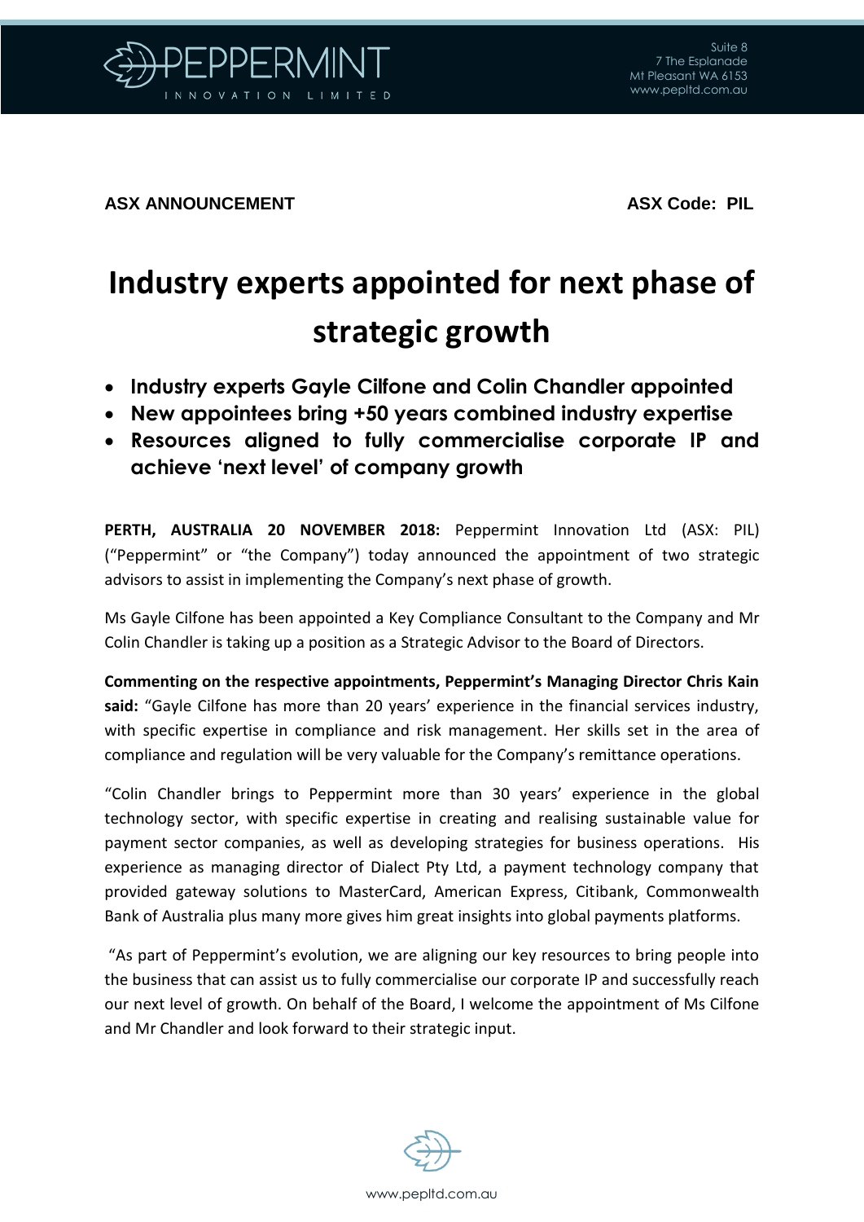Suite 8
7 The Esplanade
Mt Pleasant WA 6153
www.pepltd.com.au

**ASX ANNOUNCEMENT** **ASX Code: PIL**

# Industry experts appointed for next phase of strategic growth

- **Industry experts Gayle Cilfone and Colin Chandler appointed**
- **New appointees bring +50 years combined industry expertise**
- **Resources aligned to fully commercialise corporate IP and achieve 'next level' of company growth**

**PERTH, AUSTRALIA 20 NOVEMBER 2018:** Peppermint Innovation Ltd (ASX: PIL) ("Peppermint" or "the Company") today announced the appointment of two strategic advisors to assist in implementing the Company's next phase of growth.

Ms Gayle Cilfone has been appointed a Key Compliance Consultant to the Company and Mr Colin Chandler is taking up a position as a Strategic Advisor to the Board of Directors.

**Commenting on the respective appointments, Peppermint's Managing Director Chris Kain said:** "Gayle Cilfone has more than 20 years' experience in the financial services industry, with specific expertise in compliance and risk management. Her skills set in the area of compliance and regulation will be very valuable for the Company's remittance operations.

"Colin Chandler brings to Peppermint more than 30 years' experience in the global technology sector, with specific expertise in creating and realising sustainable value for payment sector companies, as well as developing strategies for business operations. His experience as managing director of Dialect Pty Ltd, a payment technology company that provided gateway solutions to MasterCard, American Express, Citibank, Commonwealth Bank of Australia plus many more gives him great insights into global payments platforms.

"As part of Peppermint's evolution, we are aligning our key resources to bring people into the business that can assist us to fully commercialise our corporate IP and successfully reach our next level of growth. On behalf of the Board, I welcome the appointment of Ms Cilfone and Mr Chandler and look forward to their strategic input.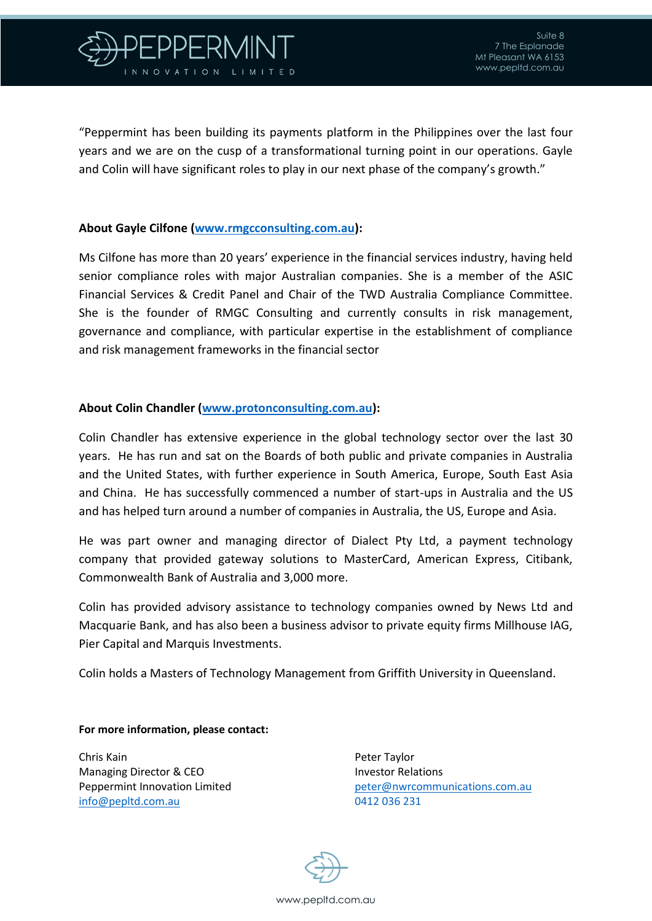"Peppermint has been building its payments platform in the Philippines over the last four years and we are on the cusp of a transformational turning point in our operations. Gayle and Colin will have significant roles to play in our next phase of the company's growth."

**About Gayle Cilfone ([www.rmgcconsulting.com.au](http://www.rmgcconsulting.com.au)):**

Ms Cilfone has more than 20 years' experience in the financial services industry, having held senior compliance roles with major Australian companies. She is a member of the ASIC Financial Services & Credit Panel and Chair of the TWD Australia Compliance Committee. She is the founder of RMGC Consulting and currently consults in risk management, governance and compliance, with particular expertise in the establishment of compliance and risk management frameworks in the financial sector

**About Colin Chandler ([www.protonconsulting.com.au](http://www.protonconsulting.com.au)):**

Colin Chandler has extensive experience in the global technology sector over the last 30 years. He has run and sat on the Boards of both public and private companies in Australia and the United States, with further experience in South America, Europe, South East Asia and China. He has successfully commenced a number of start-ups in Australia and the US and has helped turn around a number of companies in Australia, the US, Europe and Asia.

He was part owner and managing director of Dialect Pty Ltd, a payment technology company that provided gateway solutions to MasterCard, American Express, Citibank, Commonwealth Bank of Australia and 3,000 more.

Colin has provided advisory assistance to technology companies owned by News Ltd and Macquarie Bank, and has also been a business advisor to private equity firms Millhouse IAG, Pier Capital and Marquis Investments.

Colin holds a Masters of Technology Management from Griffith University in Queensland.

**For more information, please contact:**

Chris Kain
Managing Director & CEO
Peppermint Innovation Limited
[info@pepltd.com.au](mailto:info@pepltd.com.au)

Peter Taylor
Investor Relations
[peter@nwrcommunications.com.au](mailto:peter@nwrcommunications.com.au)
0412 036 231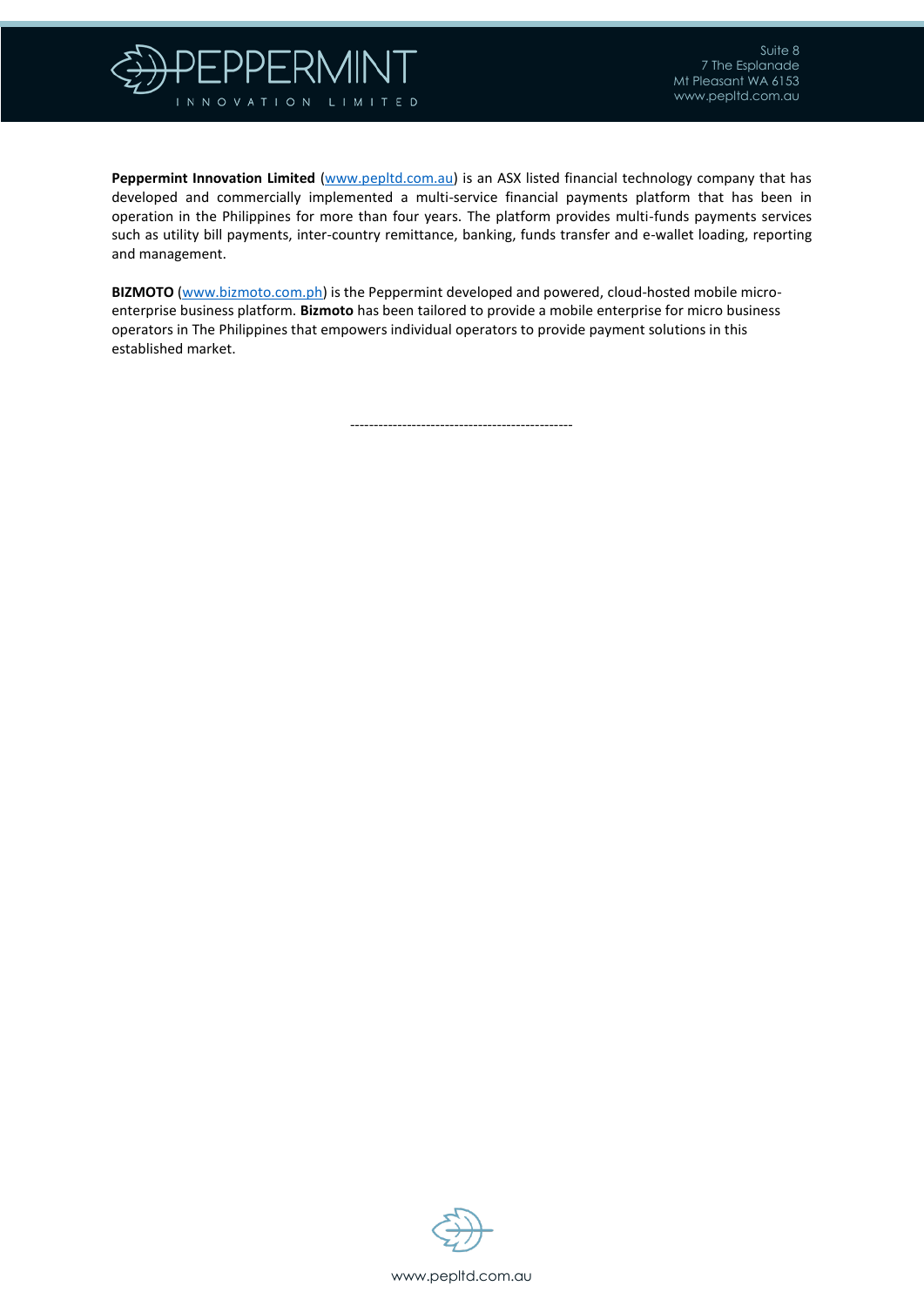**Peppermint Innovation Limited** (www.pepltd.com.au) is an ASX listed financial technology company that has developed and commercially implemented a multi-service financial payments platform that has been in operation in the Philippines for more than four years. The platform provides multi-funds payments services such as utility bill payments, inter-country remittance, banking, funds transfer and e-wallet loading, reporting and management.

**BIZMOTO** (www.bizmoto.com.ph) is the Peppermint developed and powered, cloud-hosted mobile micro-enterprise business platform. **Bizmoto** has been tailored to provide a mobile enterprise for micro business operators in The Philippines that empowers individual operators to provide payment solutions in this established market.

----------------------------------------------